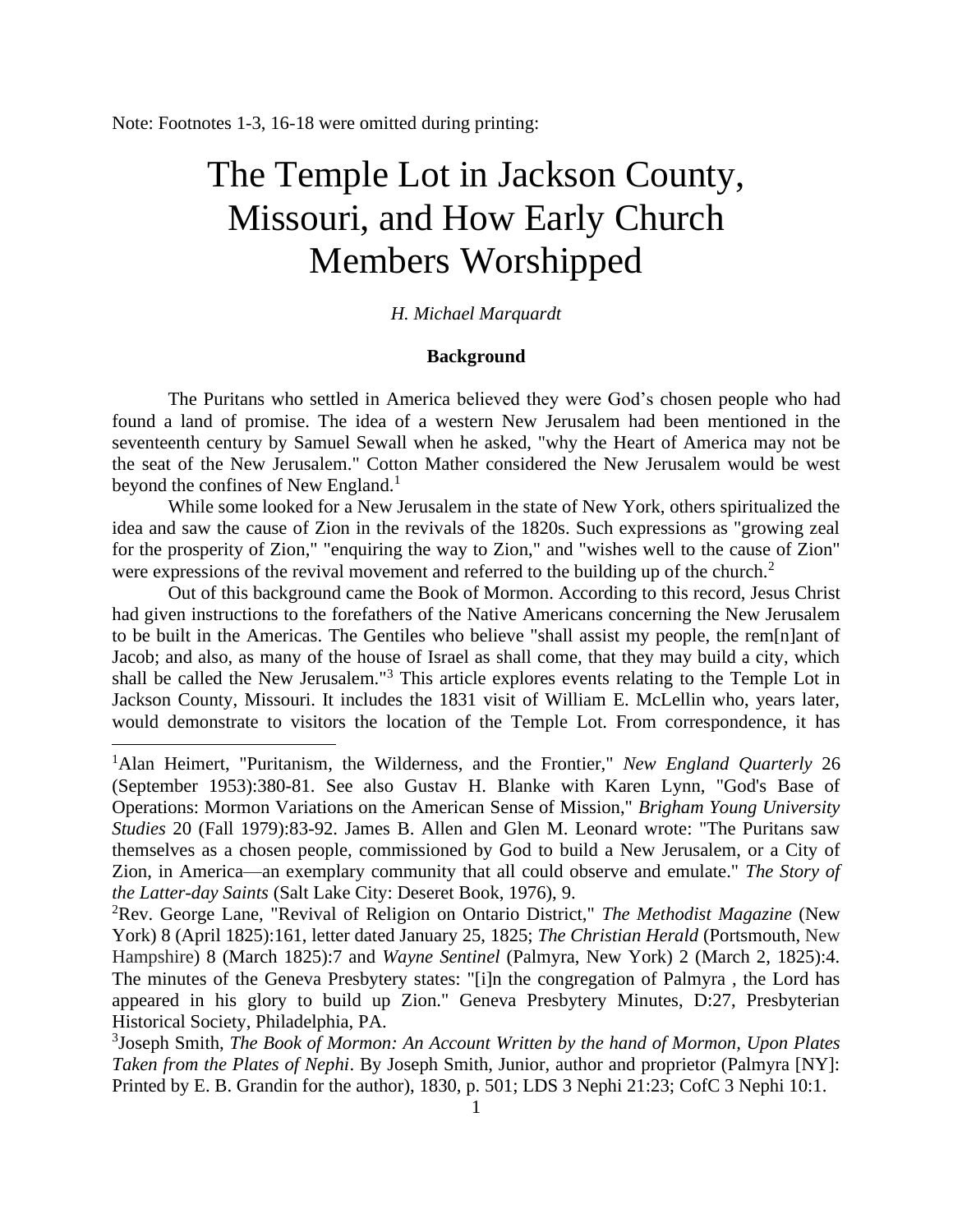Note: Footnotes 1-3, 16-18 were omitted during printing:

# The Temple Lot in Jackson County, Missouri, and How Early Church Members Worshipped

*H. Michael Marquardt*

### Background

The Puritans who settled in America believed they were God's chosen people who had found a land of promise. The idea of a western New Jerusalem had been mentioned in the seventeenth century by Samuel Sewall when he asked, "why the Heart of America may not be the seat of the New Jerusalem." Cotton Mather considered the New Jerusalem would be west beyond the confines of New England.[1]

While some looked for a New Jerusalem in the state of New York, others spiritualized the idea and saw the cause of Zion in the revivals of the 1820s. Such expressions as "growing zeal for the prosperity of Zion," "enquiring the way to Zion," and "wishes well to the cause of Zion" were expressions of the revival movement and referred to the building up of the church.[2]

Out of this background came the Book of Mormon. According to this record, Jesus Christ had given instructions to the forefathers of the Native Americans concerning the New Jerusalem to be built in the Americas. The Gentiles who believe "shall assist my people, the rem[n]ant of Jacob; and also, as many of the house of Israel as shall come, that they may build a city, which shall be called the New Jerusalem."[3] This article explores events relating to the Temple Lot in Jackson County, Missouri. It includes the 1831 visit of William E. McLellin who, years later, would demonstrate to visitors the location of the Temple Lot. From correspondence, it has

---

[1]Alan Heimert, "Puritanism, the Wilderness, and the Frontier," *New England Quarterly* 26 (September 1953):380-81. See also Gustav H. Blanke with Karen Lynn, "God's Base of Operations: Mormon Variations on the American Sense of Mission," *Brigham Young University Studies* 20 (Fall 1979):83-92. James B. Allen and Glen M. Leonard wrote: "The Puritans saw themselves as a chosen people, commissioned by God to build a New Jerusalem, or a City of Zion, in America—an exemplary community that all could observe and emulate." *The Story of the Latter-day Saints* (Salt Lake City: Deseret Book, 1976), 9.

[2]Rev. George Lane, "Revival of Religion on Ontario District," *The Methodist Magazine* (New York) 8 (April 1825):161, letter dated January 25, 1825; *The Christian Herald* (Portsmouth, New Hampshire) 8 (March 1825):7 and *Wayne Sentinel* (Palmyra, New York) 2 (March 2, 1825):4. The minutes of the Geneva Presbytery states: "[i]n the congregation of Palmyra , the Lord has appeared in his glory to build up Zion." Geneva Presbytery Minutes, D:27, Presbyterian Historical Society, Philadelphia, PA.

[3]Joseph Smith, *The Book of Mormon: An Account Written by the hand of Mormon, Upon Plates Taken from the Plates of Nephi*. By Joseph Smith, Junior, author and proprietor (Palmyra [NY]: Printed by E. B. Grandin for the author), 1830, p. 501; LDS 3 Nephi 21:23; CofC 3 Nephi 10:1.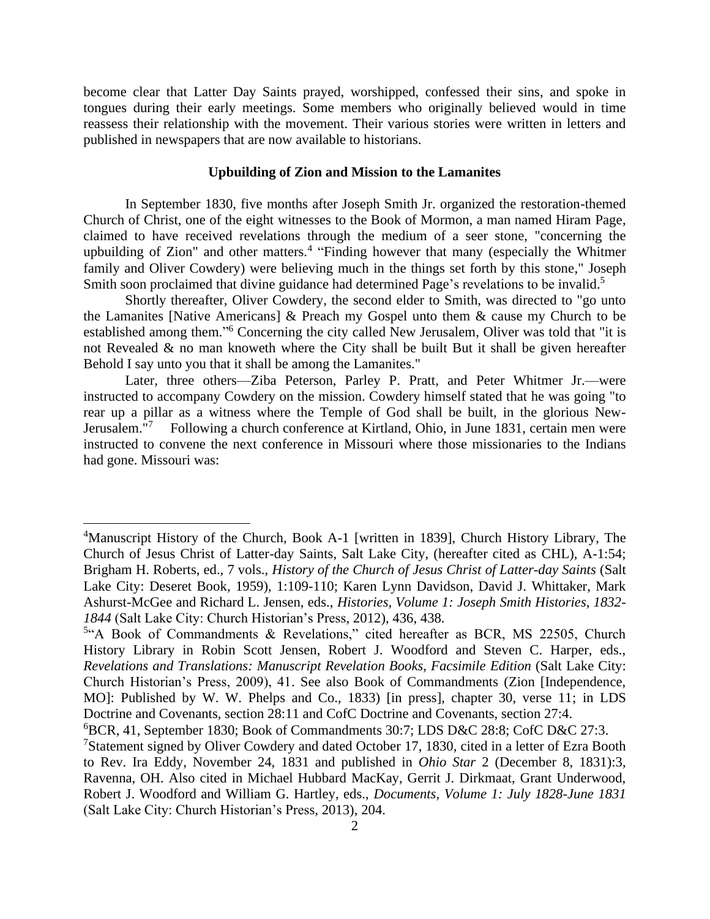become clear that Latter Day Saints prayed, worshipped, confessed their sins, and spoke in tongues during their early meetings. Some members who originally believed would in time reassess their relationship with the movement. Their various stories were written in letters and published in newspapers that are now available to historians.

### Upbuilding of Zion and Mission to the Lamanites

In September 1830, five months after Joseph Smith Jr. organized the restoration-themed Church of Christ, one of the eight witnesses to the Book of Mormon, a man named Hiram Page, claimed to have received revelations through the medium of a seer stone, "concerning the upbuilding of Zion" and other matters.[4] "Finding however that many (especially the Whitmer family and Oliver Cowdery) were believing much in the things set forth by this stone," Joseph Smith soon proclaimed that divine guidance had determined Page's revelations to be invalid.[5]

Shortly thereafter, Oliver Cowdery, the second elder to Smith, was directed to "go unto the Lamanites [Native Americans] & Preach my Gospel unto them & cause my Church to be established among them."[6] Concerning the city called New Jerusalem, Oliver was told that "it is not Revealed & no man knoweth where the City shall be built But it shall be given hereafter Behold I say unto you that it shall be among the Lamanites."

Later, three others—Ziba Peterson, Parley P. Pratt, and Peter Whitmer Jr.—were instructed to accompany Cowdery on the mission. Cowdery himself stated that he was going "to rear up a pillar as a witness where the Temple of God shall be built, in the glorious New-Jerusalem."[7] Following a church conference at Kirtland, Ohio, in June 1831, certain men were instructed to convene the next conference in Missouri where those missionaries to the Indians had gone. Missouri was:

---

[4]Manuscript History of the Church, Book A-1 [written in 1839], Church History Library, The Church of Jesus Christ of Latter-day Saints, Salt Lake City, (hereafter cited as CHL), A-1:54; Brigham H. Roberts, ed., 7 vols., *History of the Church of Jesus Christ of Latter-day Saints* (Salt Lake City: Deseret Book, 1959), 1:109-110; Karen Lynn Davidson, David J. Whittaker, Mark Ashurst-McGee and Richard L. Jensen, eds., *Histories, Volume 1: Joseph Smith Histories, 1832-1844* (Salt Lake City: Church Historian's Press, 2012), 436, 438.

[5]"A Book of Commandments & Revelations," cited hereafter as BCR, MS 22505, Church History Library in Robin Scott Jensen, Robert J. Woodford and Steven C. Harper, eds., *Revelations and Translations: Manuscript Revelation Books, Facsimile Edition* (Salt Lake City: Church Historian's Press, 2009), 41. See also Book of Commandments (Zion [Independence, MO]: Published by W. W. Phelps and Co., 1833) [in press], chapter 30, verse 11; in LDS Doctrine and Covenants, section 28:11 and CofC Doctrine and Covenants, section 27:4.

[6]BCR, 41, September 1830; Book of Commandments 30:7; LDS D&C 28:8; CofC D&C 27:3.

[7]Statement signed by Oliver Cowdery and dated October 17, 1830, cited in a letter of Ezra Booth to Rev. Ira Eddy, November 24, 1831 and published in *Ohio Star* 2 (December 8, 1831):3, Ravenna, OH. Also cited in Michael Hubbard MacKay, Gerrit J. Dirkmaat, Grant Underwood, Robert J. Woodford and William G. Hartley, eds., *Documents, Volume 1: July 1828-June 1831* (Salt Lake City: Church Historian's Press, 2013), 204.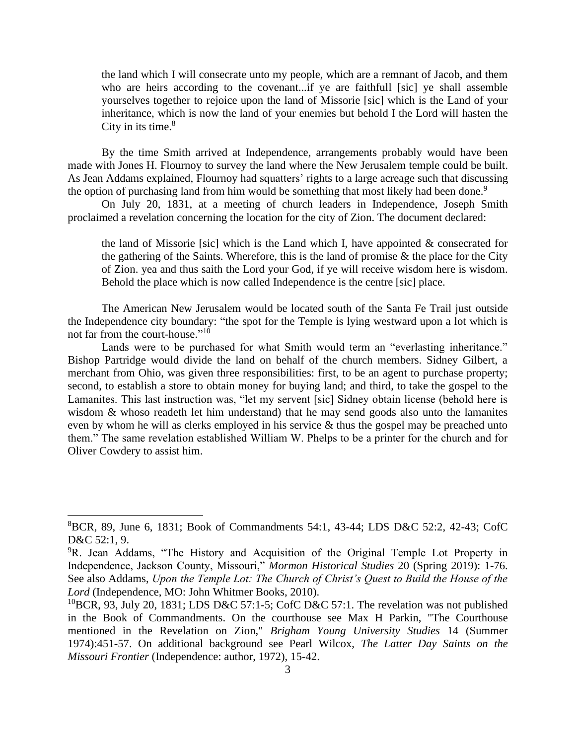> the land which I will consecrate unto my people, which are a remnant of Jacob, and them who are heirs according to the covenant...if ye are faithfull [sic] ye shall assemble yourselves together to rejoice upon the land of Missorie [sic] which is the Land of your inheritance, which is now the land of your enemies but behold I the Lord will hasten the City in its time.[8]

By the time Smith arrived at Independence, arrangements probably would have been made with Jones H. Flournoy to survey the land where the New Jerusalem temple could be built. As Jean Addams explained, Flournoy had squatters' rights to a large acreage such that discussing the option of purchasing land from him would be something that most likely had been done.[9]

On July 20, 1831, at a meeting of church leaders in Independence, Joseph Smith proclaimed a revelation concerning the location for the city of Zion. The document declared:

> the land of Missorie [sic] which is the Land which I, have appointed & consecrated for the gathering of the Saints. Wherefore, this is the land of promise & the place for the City of Zion. yea and thus saith the Lord your God, if ye will receive wisdom here is wisdom. Behold the place which is now called Independence is the centre [sic] place.

The American New Jerusalem would be located south of the Santa Fe Trail just outside the Independence city boundary: "the spot for the Temple is lying westward upon a lot which is not far from the court-house."[10]

Lands were to be purchased for what Smith would term an "everlasting inheritance." Bishop Partridge would divide the land on behalf of the church members. Sidney Gilbert, a merchant from Ohio, was given three responsibilities: first, to be an agent to purchase property; second, to establish a store to obtain money for buying land; and third, to take the gospel to the Lamanites. This last instruction was, "let my servent [sic] Sidney obtain license (behold here is wisdom & whoso readeth let him understand) that he may send goods also unto the lamanites even by whom he will as clerks employed in his service & thus the gospel may be preached unto them." The same revelation established William W. Phelps to be a printer for the church and for Oliver Cowdery to assist him.

---

[8]BCR, 89, June 6, 1831; Book of Commandments 54:1, 43-44; LDS D&C 52:2, 42-43; CofC D&C 52:1, 9.

[9]R. Jean Addams, "The History and Acquisition of the Original Temple Lot Property in Independence, Jackson County, Missouri," *Mormon Historical Studies* 20 (Spring 2019): 1-76. See also Addams, *Upon the Temple Lot: The Church of Christ's Quest to Build the House of the Lord* (Independence, MO: John Whitmer Books, 2010).

[10]BCR, 93, July 20, 1831; LDS D&C 57:1-5; CofC D&C 57:1. The revelation was not published in the Book of Commandments. On the courthouse see Max H Parkin, "The Courthouse mentioned in the Revelation on Zion," *Brigham Young University Studies* 14 (Summer 1974):451-57. On additional background see Pearl Wilcox, *The Latter Day Saints on the Missouri Frontier* (Independence: author, 1972), 15-42.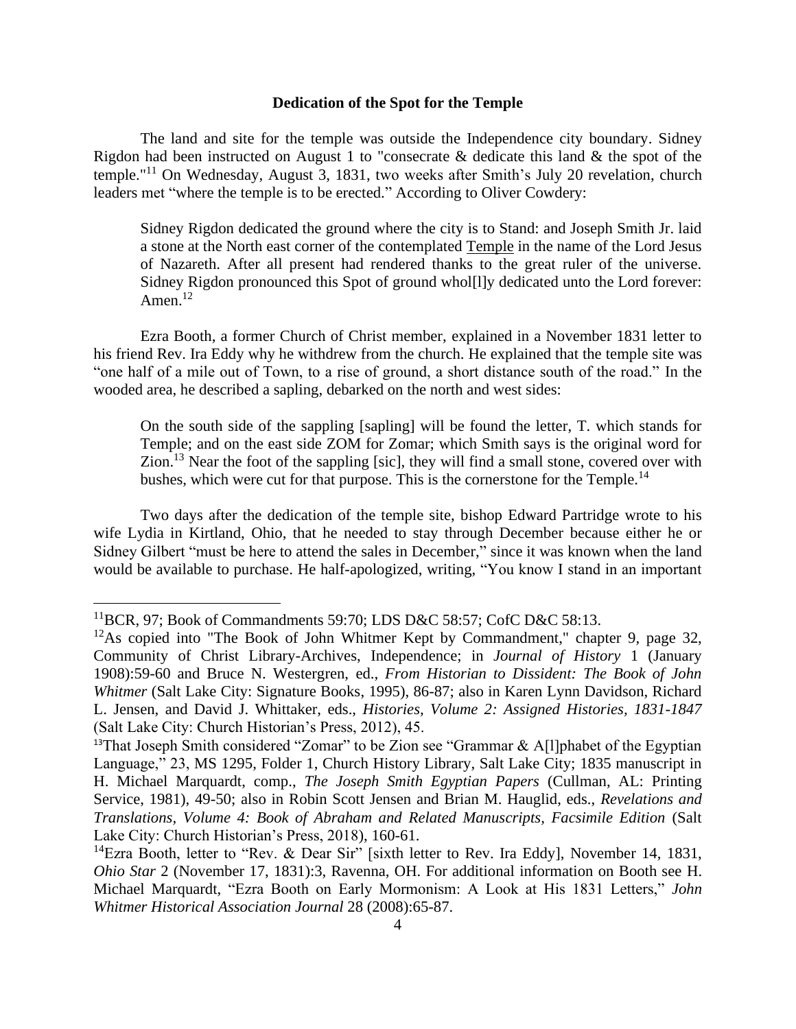**Dedication of the Spot for the Temple**

The land and site for the temple was outside the Independence city boundary. Sidney Rigdon had been instructed on August 1 to "consecrate & dedicate this land & the spot of the temple."[11] On Wednesday, August 3, 1831, two weeks after Smith's July 20 revelation, church leaders met "where the temple is to be erected." According to Oliver Cowdery:

> Sidney Rigdon dedicated the ground where the city is to Stand: and Joseph Smith Jr. laid a stone at the North east corner of the contemplated <u>Temple</u> in the name of the Lord Jesus of Nazareth. After all present had rendered thanks to the great ruler of the universe. Sidney Rigdon pronounced this Spot of ground whol[l]y dedicated unto the Lord forever: Amen.[12]

Ezra Booth, a former Church of Christ member, explained in a November 1831 letter to his friend Rev. Ira Eddy why he withdrew from the church. He explained that the temple site was "one half of a mile out of Town, to a rise of ground, a short distance south of the road." In the wooded area, he described a sapling, debarked on the north and west sides:

> On the south side of the sappling [sapling] will be found the letter, T. which stands for Temple; and on the east side ZOM for Zomar; which Smith says is the original word for Zion.[13] Near the foot of the sappling [sic], they will find a small stone, covered over with bushes, which were cut for that purpose. This is the cornerstone for the Temple.[14]

Two days after the dedication of the temple site, bishop Edward Partridge wrote to his wife Lydia in Kirtland, Ohio, that he needed to stay through December because either he or Sidney Gilbert "must be here to attend the sales in December," since it was known when the land would be available to purchase. He half-apologized, writing, "You know I stand in an important

---

[11]BCR, 97; Book of Commandments 59:70; LDS D&C 58:57; CofC D&C 58:13.

[12]As copied into "The Book of John Whitmer Kept by Commandment," chapter 9, page 32, Community of Christ Library-Archives, Independence; in *Journal of History* 1 (January 1908):59-60 and Bruce N. Westergren, ed., *From Historian to Dissident: The Book of John Whitmer* (Salt Lake City: Signature Books, 1995), 86-87; also in Karen Lynn Davidson, Richard L. Jensen, and David J. Whittaker, eds., *Histories, Volume 2: Assigned Histories, 1831-1847* (Salt Lake City: Church Historian's Press, 2012), 45.

[13]That Joseph Smith considered "Zomar" to be Zion see "Grammar & A[l]phabet of the Egyptian Language," 23, MS 1295, Folder 1, Church History Library, Salt Lake City; 1835 manuscript in H. Michael Marquardt, comp., *The Joseph Smith Egyptian Papers* (Cullman, AL: Printing Service, 1981), 49-50; also in Robin Scott Jensen and Brian M. Hauglid, eds., *Revelations and Translations, Volume 4: Book of Abraham and Related Manuscripts, Facsimile Edition* (Salt Lake City: Church Historian's Press, 2018), 160-61.

[14]Ezra Booth, letter to "Rev. & Dear Sir" [sixth letter to Rev. Ira Eddy], November 14, 1831, *Ohio Star* 2 (November 17, 1831):3, Ravenna, OH. For additional information on Booth see H. Michael Marquardt, "Ezra Booth on Early Mormonism: A Look at His 1831 Letters," *John Whitmer Historical Association Journal* 28 (2008):65-87.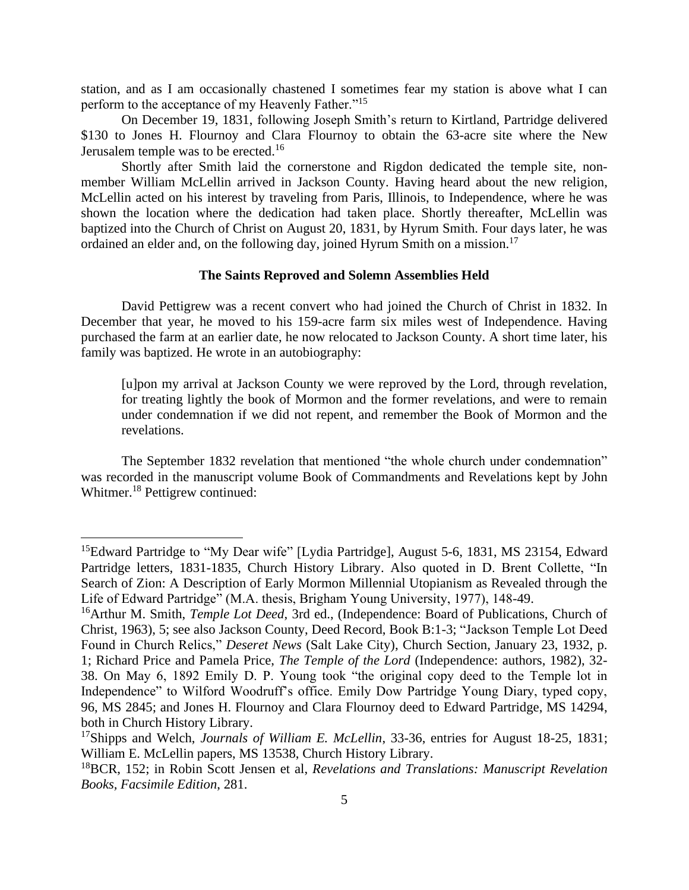station, and as I am occasionally chastened I sometimes fear my station is above what I can perform to the acceptance of my Heavenly Father."[15]

On December 19, 1831, following Joseph Smith's return to Kirtland, Partridge delivered $130 to Jones H. Flournoy and Clara Flournoy to obtain the 63-acre site where the New Jerusalem temple was to be erected.[16]

Shortly after Smith laid the cornerstone and Rigdon dedicated the temple site, non-member William McLellin arrived in Jackson County. Having heard about the new religion, McLellin acted on his interest by traveling from Paris, Illinois, to Independence, where he was shown the location where the dedication had taken place. Shortly thereafter, McLellin was baptized into the Church of Christ on August 20, 1831, by Hyrum Smith. Four days later, he was ordained an elder and, on the following day, joined Hyrum Smith on a mission.[17]

## The Saints Reproved and Solemn Assemblies Held

David Pettigrew was a recent convert who had joined the Church of Christ in 1832. In December that year, he moved to his 159-acre farm six miles west of Independence. Having purchased the farm at an earlier date, he now relocated to Jackson County. A short time later, his family was baptized. He wrote in an autobiography:

> [u]pon my arrival at Jackson County we were reproved by the Lord, through revelation, for treating lightly the book of Mormon and the former revelations, and were to remain under condemnation if we did not repent, and remember the Book of Mormon and the revelations.

The September 1832 revelation that mentioned "the whole church under condemnation" was recorded in the manuscript volume Book of Commandments and Revelations kept by John Whitmer.[18] Pettigrew continued:

---

[15]Edward Partridge to "My Dear wife" [Lydia Partridge], August 5-6, 1831, MS 23154, Edward Partridge letters, 1831-1835, Church History Library. Also quoted in D. Brent Collette, "In Search of Zion: A Description of Early Mormon Millennial Utopianism as Revealed through the Life of Edward Partridge" (M.A. thesis, Brigham Young University, 1977), 148-49.

[16]Arthur M. Smith, *Temple Lot Deed*, 3rd ed., (Independence: Board of Publications, Church of Christ, 1963), 5; see also Jackson County, Deed Record, Book B:1-3; "Jackson Temple Lot Deed Found in Church Relics," *Deseret News* (Salt Lake City), Church Section, January 23, 1932, p. 1; Richard Price and Pamela Price, *The Temple of the Lord* (Independence: authors, 1982), 32-38. On May 6, 1892 Emily D. P. Young took "the original copy deed to the Temple lot in Independence" to Wilford Woodruff's office. Emily Dow Partridge Young Diary, typed copy, 96, MS 2845; and Jones H. Flournoy and Clara Flournoy deed to Edward Partridge, MS 14294, both in Church History Library.

[17]Shipps and Welch, *Journals of William E. McLellin*, 33-36, entries for August 18-25, 1831; William E. McLellin papers, MS 13538, Church History Library.

[18]BCR, 152; in Robin Scott Jensen et al, *Revelations and Translations: Manuscript Revelation Books, Facsimile Edition*, 281.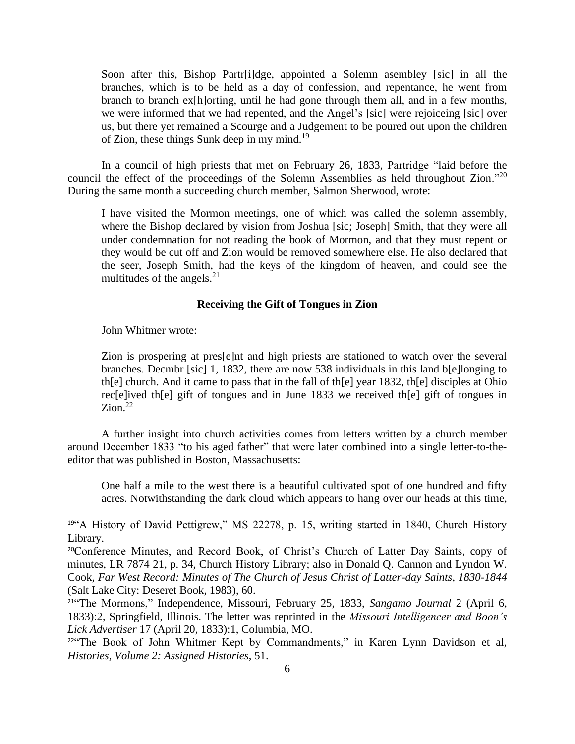> Soon after this, Bishop Partr[i]dge, appointed a Solemn asembley [sic] in all the branches, which is to be held as a day of confession, and repentance, he went from branch to branch ex[h]orting, until he had gone through them all, and in a few months, we were informed that we had repented, and the Angel's [sic] were rejoiceing [sic] over us, but there yet remained a Scourge and a Judgement to be poured out upon the children of Zion, these things Sunk deep in my mind.[19]

In a council of high priests that met on February 26, 1833, Partridge "laid before the council the effect of the proceedings of the Solemn Assemblies as held throughout Zion."[20] During the same month a succeeding church member, Salmon Sherwood, wrote:

> I have visited the Mormon meetings, one of which was called the solemn assembly, where the Bishop declared by vision from Joshua [sic; Joseph] Smith, that they were all under condemnation for not reading the book of Mormon, and that they must repent or they would be cut off and Zion would be removed somewhere else. He also declared that the seer, Joseph Smith, had the keys of the kingdom of heaven, and could see the multitudes of the angels.[21]

### Receiving the Gift of Tongues in Zion

John Whitmer wrote:

> Zion is prospering at pres[e]nt and high priests are stationed to watch over the several branches. Decmbr [sic] 1, 1832, there are now 538 individuals in this land b[e]longing to th[e] church. And it came to pass that in the fall of th[e] year 1832, th[e] disciples at Ohio rec[e]ived th[e] gift of tongues and in June 1833 we received th[e] gift of tongues in Zion.[22]

A further insight into church activities comes from letters written by a church member around December 1833 "to his aged father" that were later combined into a single letter-to-the-editor that was published in Boston, Massachusetts:

> One half a mile to the west there is a beautiful cultivated spot of one hundred and fifty acres. Notwithstanding the dark cloud which appears to hang over our heads at this time,

---

[19] "A History of David Pettigrew," MS 22278, p. 15, writing started in 1840, Church History Library.

[20] Conference Minutes, and Record Book, of Christ's Church of Latter Day Saints, copy of minutes, LR 7874 21, p. 34, Church History Library; also in Donald Q. Cannon and Lyndon W. Cook, *Far West Record: Minutes of The Church of Jesus Christ of Latter-day Saints, 1830-1844* (Salt Lake City: Deseret Book, 1983), 60.

[21] "The Mormons," Independence, Missouri, February 25, 1833, *Sangamo Journal* 2 (April 6, 1833):2, Springfield, Illinois. The letter was reprinted in the *Missouri Intelligencer and Boon's Lick Advertiser* 17 (April 20, 1833):1, Columbia, MO.

[22] "The Book of John Whitmer Kept by Commandments," in Karen Lynn Davidson et al, *Histories, Volume 2: Assigned Histories*, 51.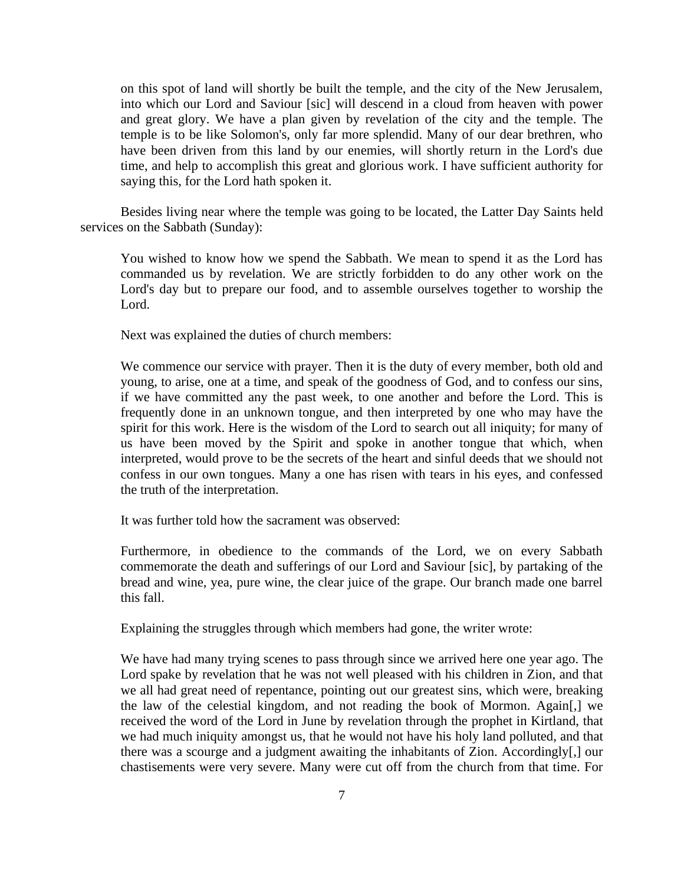on this spot of land will shortly be built the temple, and the city of the New Jerusalem, into which our Lord and Saviour [sic] will descend in a cloud from heaven with power and great glory. We have a plan given by revelation of the city and the temple. The temple is to be like Solomon's, only far more splendid. Many of our dear brethren, who have been driven from this land by our enemies, will shortly return in the Lord's due time, and help to accomplish this great and glorious work. I have sufficient authority for saying this, for the Lord hath spoken it.

Besides living near where the temple was going to be located, the Latter Day Saints held services on the Sabbath (Sunday):

> You wished to know how we spend the Sabbath. We mean to spend it as the Lord has commanded us by revelation. We are strictly forbidden to do any other work on the Lord's day but to prepare our food, and to assemble ourselves together to worship the Lord.

Next was explained the duties of church members:

> We commence our service with prayer. Then it is the duty of every member, both old and young, to arise, one at a time, and speak of the goodness of God, and to confess our sins, if we have committed any the past week, to one another and before the Lord. This is frequently done in an unknown tongue, and then interpreted by one who may have the spirit for this work. Here is the wisdom of the Lord to search out all iniquity; for many of us have been moved by the Spirit and spoke in another tongue that which, when interpreted, would prove to be the secrets of the heart and sinful deeds that we should not confess in our own tongues. Many a one has risen with tears in his eyes, and confessed the truth of the interpretation.

It was further told how the sacrament was observed:

> Furthermore, in obedience to the commands of the Lord, we on every Sabbath commemorate the death and sufferings of our Lord and Saviour [sic], by partaking of the bread and wine, yea, pure wine, the clear juice of the grape. Our branch made one barrel this fall.

Explaining the struggles through which members had gone, the writer wrote:

> We have had many trying scenes to pass through since we arrived here one year ago. The Lord spake by revelation that he was not well pleased with his children in Zion, and that we all had great need of repentance, pointing out our greatest sins, which were, breaking the law of the celestial kingdom, and not reading the book of Mormon. Again[,] we received the word of the Lord in June by revelation through the prophet in Kirtland, that we had much iniquity amongst us, that he would not have his holy land polluted, and that there was a scourge and a judgment awaiting the inhabitants of Zion. Accordingly[,] our chastisements were very severe. Many were cut off from the church from that time. For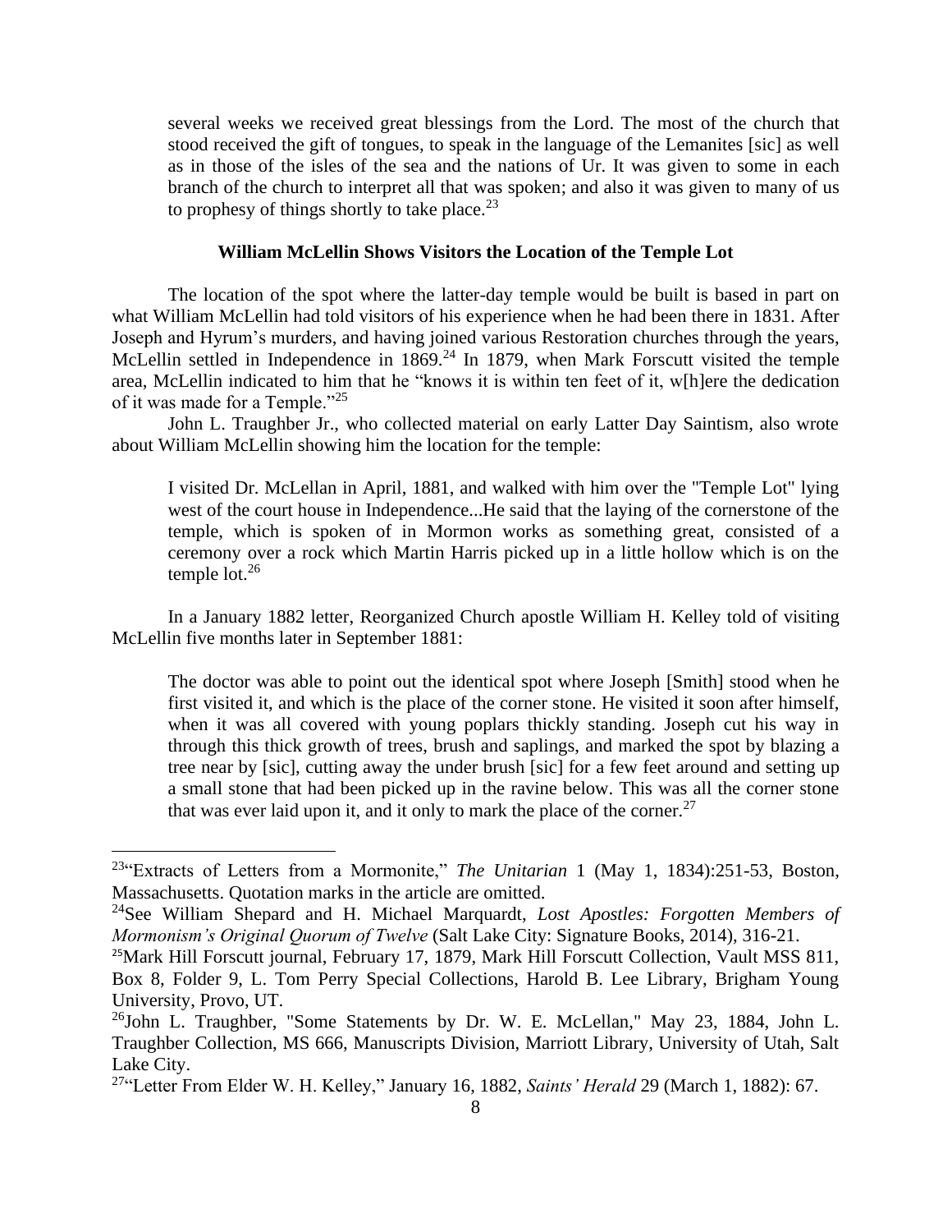> several weeks we received great blessings from the Lord. The most of the church that stood received the gift of tongues, to speak in the language of the Lemanites [sic] as well as in those of the isles of the sea and the nations of Ur. It was given to some in each branch of the church to interpret all that was spoken; and also it was given to many of us to prophesy of things shortly to take place.[23]

**William McLellin Shows Visitors the Location of the Temple Lot**

The location of the spot where the latter-day temple would be built is based in part on what William McLellin had told visitors of his experience when he had been there in 1831. After Joseph and Hyrum's murders, and having joined various Restoration churches through the years, McLellin settled in Independence in 1869.[24] In 1879, when Mark Forscutt visited the temple area, McLellin indicated to him that he "knows it is within ten feet of it, w[h]ere the dedication of it was made for a Temple."[25]

John L. Traughber Jr., who collected material on early Latter Day Saintism, also wrote about William McLellin showing him the location for the temple:

> I visited Dr. McLellan in April, 1881, and walked with him over the "Temple Lot" lying west of the court house in Independence...He said that the laying of the cornerstone of the temple, which is spoken of in Mormon works as something great, consisted of a ceremony over a rock which Martin Harris picked up in a little hollow which is on the temple lot.[26]

In a January 1882 letter, Reorganized Church apostle William H. Kelley told of visiting McLellin five months later in September 1881:

> The doctor was able to point out the identical spot where Joseph [Smith] stood when he first visited it, and which is the place of the corner stone. He visited it soon after himself, when it was all covered with young poplars thickly standing. Joseph cut his way in through this thick growth of trees, brush and saplings, and marked the spot by blazing a tree near by [sic], cutting away the under brush [sic] for a few feet around and setting up a small stone that had been picked up in the ravine below. This was all the corner stone that was ever laid upon it, and it only to mark the place of the corner.[27]

---

[23] "Extracts of Letters from a Mormonite," *The Unitarian* 1 (May 1, 1834):251-53, Boston, Massachusetts. Quotation marks in the article are omitted.

[24] See William Shepard and H. Michael Marquardt, *Lost Apostles: Forgotten Members of Mormonism's Original Quorum of Twelve* (Salt Lake City: Signature Books, 2014), 316-21.

[25] Mark Hill Forscutt journal, February 17, 1879, Mark Hill Forscutt Collection, Vault MSS 811, Box 8, Folder 9, L. Tom Perry Special Collections, Harold B. Lee Library, Brigham Young University, Provo, UT.

[26] John L. Traughber, "Some Statements by Dr. W. E. McLellan," May 23, 1884, John L. Traughber Collection, MS 666, Manuscripts Division, Marriott Library, University of Utah, Salt Lake City.

[27] "Letter From Elder W. H. Kelley," January 16, 1882, *Saints' Herald* 29 (March 1, 1882): 67.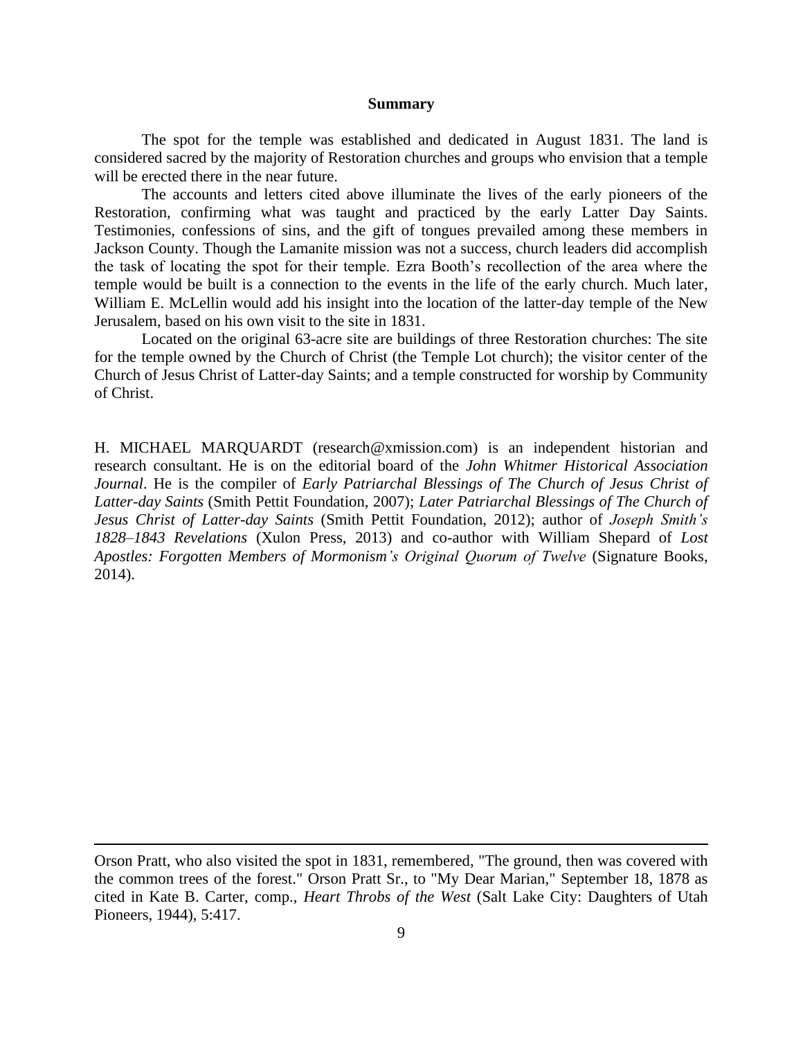### Summary

The spot for the temple was established and dedicated in August 1831. The land is considered sacred by the majority of Restoration churches and groups who envision that a temple will be erected there in the near future.

The accounts and letters cited above illuminate the lives of the early pioneers of the Restoration, confirming what was taught and practiced by the early Latter Day Saints. Testimonies, confessions of sins, and the gift of tongues prevailed among these members in Jackson County. Though the Lamanite mission was not a success, church leaders did accomplish the task of locating the spot for their temple. Ezra Booth's recollection of the area where the temple would be built is a connection to the events in the life of the early church. Much later, William E. McLellin would add his insight into the location of the latter-day temple of the New Jerusalem, based on his own visit to the site in 1831.

Located on the original 63-acre site are buildings of three Restoration churches: The site for the temple owned by the Church of Christ (the Temple Lot church); the visitor center of the Church of Jesus Christ of Latter-day Saints; and a temple constructed for worship by Community of Christ.

H. MICHAEL MARQUARDT (research@xmission.com) is an independent historian and research consultant. He is on the editorial board of the *John Whitmer Historical Association Journal*. He is the compiler of *Early Patriarchal Blessings of The Church of Jesus Christ of Latter-day Saints* (Smith Pettit Foundation, 2007); *Later Patriarchal Blessings of The Church of Jesus Christ of Latter-day Saints* (Smith Pettit Foundation, 2012); author of *Joseph Smith's 1828–1843 Revelations* (Xulon Press, 2013) and co-author with William Shepard of *Lost Apostles: Forgotten Members of Mormonism's Original Quorum of Twelve* (Signature Books, 2014).

---

Orson Pratt, who also visited the spot in 1831, remembered, "The ground, then was covered with the common trees of the forest." Orson Pratt Sr., to "My Dear Marian," September 18, 1878 as cited in Kate B. Carter, comp., *Heart Throbs of the West* (Salt Lake City: Daughters of Utah Pioneers, 1944), 5:417.